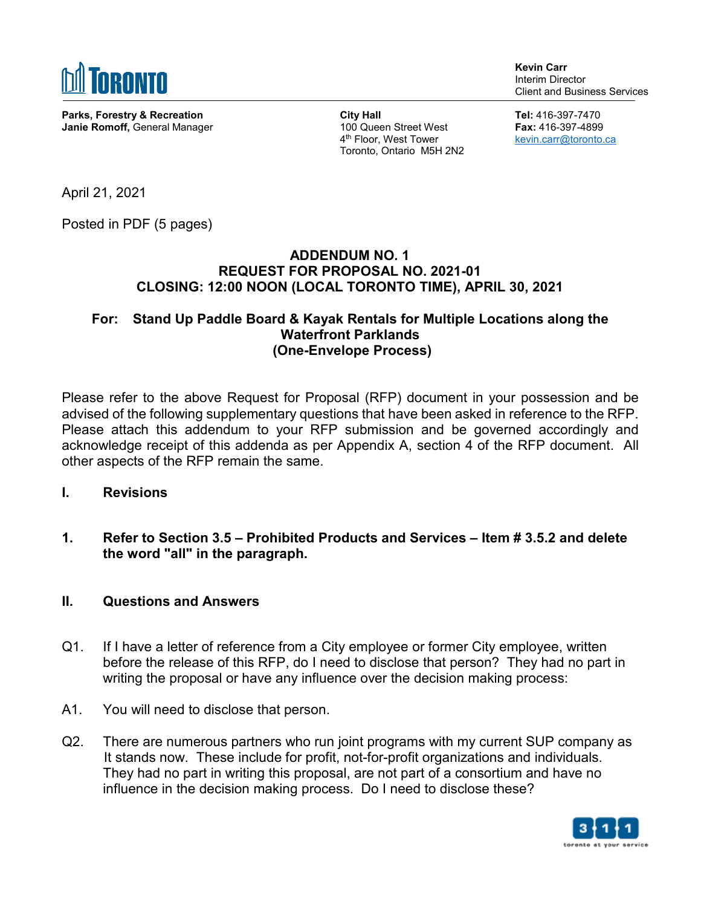**TORONTO**

**Kevin Carr**
Interim Director
Client and Business Services

**Parks, Forestry & Recreation**
**Janie Romoff,** General Manager

**City Hall**
100 Queen Street West
4th Floor, West Tower
Toronto, Ontario  M5H 2N2

**Tel:** 416-397-7470
**Fax:** 416-397-4899
kevin.carr@toronto.ca

April 21, 2021

Posted in PDF (5 pages)

**ADDENDUM NO. 1**
**REQUEST FOR PROPOSAL NO. 2021-01**
**CLOSING: 12:00 NOON (LOCAL TORONTO TIME), APRIL 30, 2021**

**For: Stand Up Paddle Board & Kayak Rentals for Multiple Locations along the Waterfront Parklands**
**(One-Envelope Process)**

Please refer to the above Request for Proposal (RFP) document in your possession and be advised of the following supplementary questions that have been asked in reference to the RFP. Please attach this addendum to your RFP submission and be governed accordingly and acknowledge receipt of this addenda as per Appendix A, section 4 of the RFP document. All other aspects of the RFP remain the same.

## I. Revisions

**1. Refer to Section 3.5 – Prohibited Products and Services – Item # 3.5.2 and delete the word "all" in the paragraph.**

## II. Questions and Answers

Q1. If I have a letter of reference from a City employee or former City employee, written before the release of this RFP, do I need to disclose that person? They had no part in writing the proposal or have any influence over the decision making process:

A1. You will need to disclose that person.

Q2. There are numerous partners who run joint programs with my current SUP company as It stands now. These include for profit, not-for-profit organizations and individuals. They had no part in writing this proposal, are not part of a consortium and have no influence in the decision making process. Do I need to disclose these?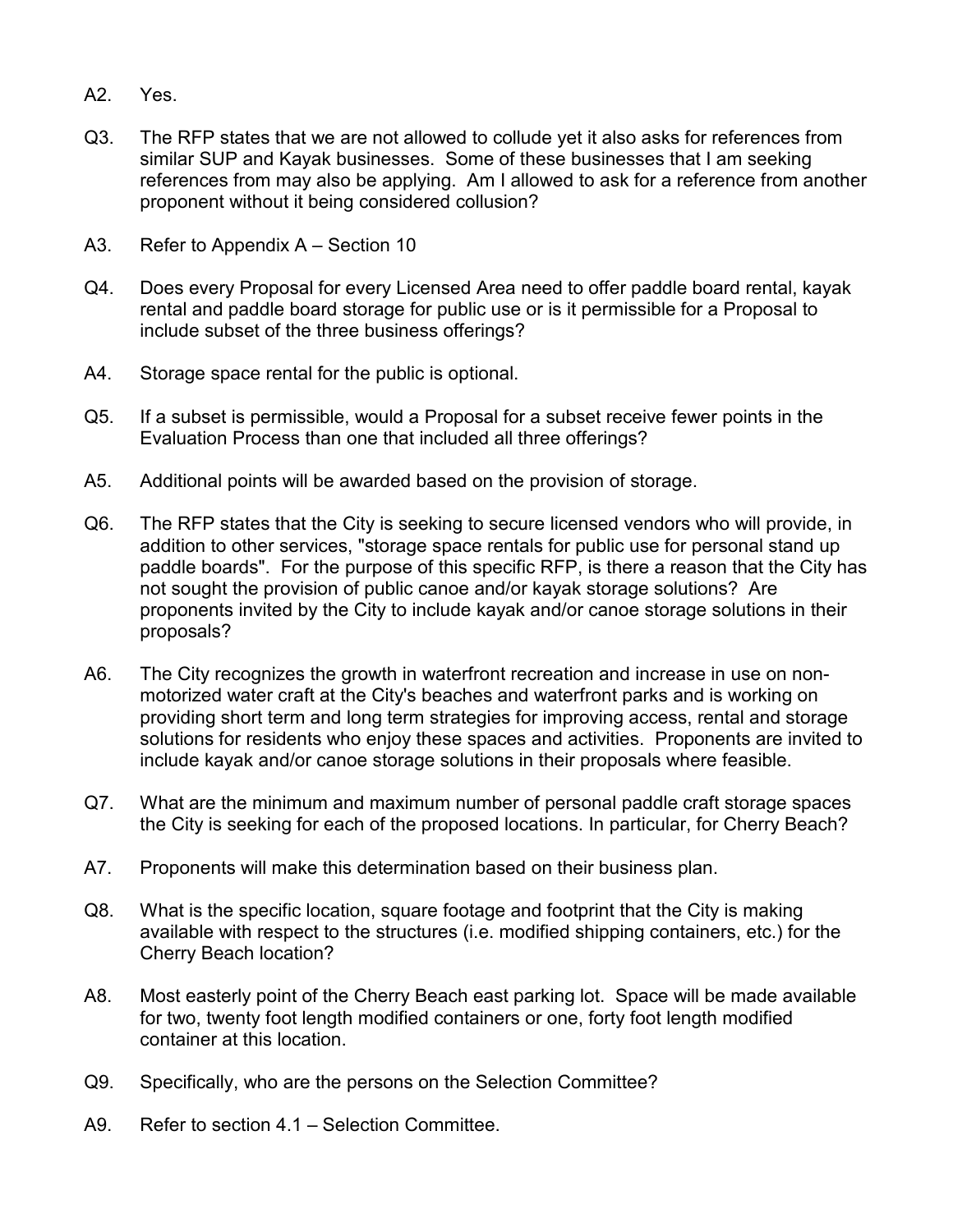A2. Yes.

Q3. The RFP states that we are not allowed to collude yet it also asks for references from similar SUP and Kayak businesses. Some of these businesses that I am seeking references from may also be applying. Am I allowed to ask for a reference from another proponent without it being considered collusion?

A3. Refer to Appendix A – Section 10

Q4. Does every Proposal for every Licensed Area need to offer paddle board rental, kayak rental and paddle board storage for public use or is it permissible for a Proposal to include subset of the three business offerings?

A4. Storage space rental for the public is optional.

Q5. If a subset is permissible, would a Proposal for a subset receive fewer points in the Evaluation Process than one that included all three offerings?

A5. Additional points will be awarded based on the provision of storage.

Q6. The RFP states that the City is seeking to secure licensed vendors who will provide, in addition to other services, "storage space rentals for public use for personal stand up paddle boards". For the purpose of this specific RFP, is there a reason that the City has not sought the provision of public canoe and/or kayak storage solutions? Are proponents invited by the City to include kayak and/or canoe storage solutions in their proposals?

A6. The City recognizes the growth in waterfront recreation and increase in use on non-motorized water craft at the City's beaches and waterfront parks and is working on providing short term and long term strategies for improving access, rental and storage solutions for residents who enjoy these spaces and activities. Proponents are invited to include kayak and/or canoe storage solutions in their proposals where feasible.

Q7. What are the minimum and maximum number of personal paddle craft storage spaces the City is seeking for each of the proposed locations. In particular, for Cherry Beach?

A7. Proponents will make this determination based on their business plan.

Q8. What is the specific location, square footage and footprint that the City is making available with respect to the structures (i.e. modified shipping containers, etc.) for the Cherry Beach location?

A8. Most easterly point of the Cherry Beach east parking lot. Space will be made available for two, twenty foot length modified containers or one, forty foot length modified container at this location.

Q9. Specifically, who are the persons on the Selection Committee?

A9. Refer to section 4.1 – Selection Committee.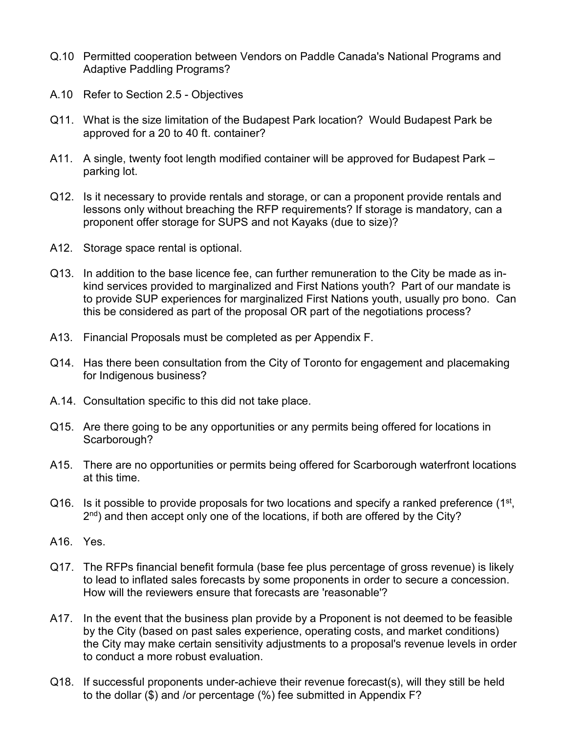Q.10 Permitted cooperation between Vendors on Paddle Canada's National Programs and Adaptive Paddling Programs?

A.10 Refer to Section 2.5 - Objectives

Q11. What is the size limitation of the Budapest Park location? Would Budapest Park be approved for a 20 to 40 ft. container?

A11. A single, twenty foot length modified container will be approved for Budapest Park – parking lot.

Q12. Is it necessary to provide rentals and storage, or can a proponent provide rentals and lessons only without breaching the RFP requirements? If storage is mandatory, can a proponent offer storage for SUPS and not Kayaks (due to size)?

A12. Storage space rental is optional.

Q13. In addition to the base licence fee, can further remuneration to the City be made as in-kind services provided to marginalized and First Nations youth? Part of our mandate is to provide SUP experiences for marginalized First Nations youth, usually pro bono. Can this be considered as part of the proposal OR part of the negotiations process?

A13. Financial Proposals must be completed as per Appendix F.

Q14. Has there been consultation from the City of Toronto for engagement and placemaking for Indigenous business?

A.14. Consultation specific to this did not take place.

Q15. Are there going to be any opportunities or any permits being offered for locations in Scarborough?

A15. There are no opportunities or permits being offered for Scarborough waterfront locations at this time.

Q16. Is it possible to provide proposals for two locations and specify a ranked preference (1st, 2nd) and then accept only one of the locations, if both are offered by the City?

A16. Yes.

Q17. The RFPs financial benefit formula (base fee plus percentage of gross revenue) is likely to lead to inflated sales forecasts by some proponents in order to secure a concession. How will the reviewers ensure that forecasts are 'reasonable'?

A17. In the event that the business plan provide by a Proponent is not deemed to be feasible by the City (based on past sales experience, operating costs, and market conditions) the City may make certain sensitivity adjustments to a proposal's revenue levels in order to conduct a more robust evaluation.

Q18. If successful proponents under-achieve their revenue forecast(s), will they still be held to the dollar ($) and /or percentage (%) fee submitted in Appendix F?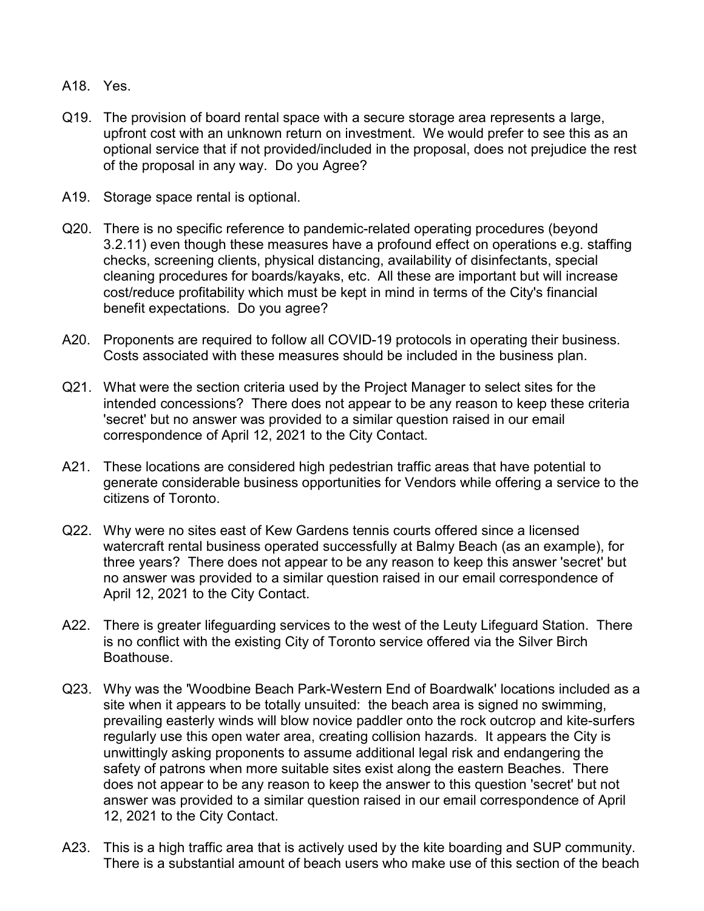A18. Yes.

Q19. The provision of board rental space with a secure storage area represents a large, upfront cost with an unknown return on investment. We would prefer to see this as an optional service that if not provided/included in the proposal, does not prejudice the rest of the proposal in any way. Do you Agree?

A19. Storage space rental is optional.

Q20. There is no specific reference to pandemic-related operating procedures (beyond 3.2.11) even though these measures have a profound effect on operations e.g. staffing checks, screening clients, physical distancing, availability of disinfectants, special cleaning procedures for boards/kayaks, etc. All these are important but will increase cost/reduce profitability which must be kept in mind in terms of the City's financial benefit expectations. Do you agree?

A20. Proponents are required to follow all COVID-19 protocols in operating their business. Costs associated with these measures should be included in the business plan.

Q21. What were the section criteria used by the Project Manager to select sites for the intended concessions? There does not appear to be any reason to keep these criteria 'secret' but no answer was provided to a similar question raised in our email correspondence of April 12, 2021 to the City Contact.

A21. These locations are considered high pedestrian traffic areas that have potential to generate considerable business opportunities for Vendors while offering a service to the citizens of Toronto.

Q22. Why were no sites east of Kew Gardens tennis courts offered since a licensed watercraft rental business operated successfully at Balmy Beach (as an example), for three years? There does not appear to be any reason to keep this answer 'secret' but no answer was provided to a similar question raised in our email correspondence of April 12, 2021 to the City Contact.

A22. There is greater lifeguarding services to the west of the Leuty Lifeguard Station. There is no conflict with the existing City of Toronto service offered via the Silver Birch Boathouse.

Q23. Why was the 'Woodbine Beach Park-Western End of Boardwalk' locations included as a site when it appears to be totally unsuited: the beach area is signed no swimming, prevailing easterly winds will blow novice paddler onto the rock outcrop and kite-surfers regularly use this open water area, creating collision hazards. It appears the City is unwittingly asking proponents to assume additional legal risk and endangering the safety of patrons when more suitable sites exist along the eastern Beaches. There does not appear to be any reason to keep the answer to this question 'secret' but not answer was provided to a similar question raised in our email correspondence of April 12, 2021 to the City Contact.

A23. This is a high traffic area that is actively used by the kite boarding and SUP community. There is a substantial amount of beach users who make use of this section of the beach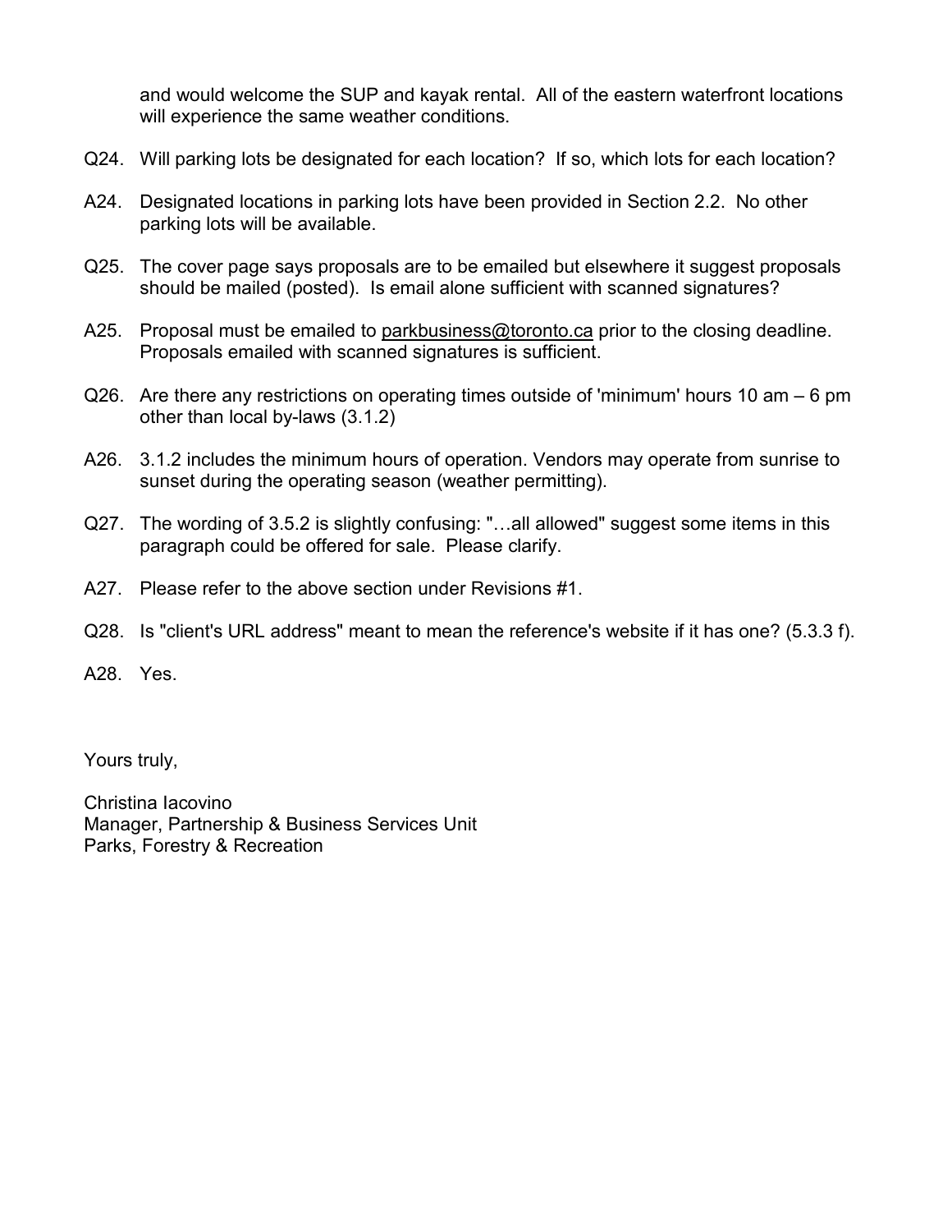and would welcome the SUP and kayak rental. All of the eastern waterfront locations will experience the same weather conditions.

Q24. Will parking lots be designated for each location? If so, which lots for each location?

A24. Designated locations in parking lots have been provided in Section 2.2. No other parking lots will be available.

Q25. The cover page says proposals are to be emailed but elsewhere it suggest proposals should be mailed (posted). Is email alone sufficient with scanned signatures?

A25. Proposal must be emailed to parkbusiness@toronto.ca prior to the closing deadline. Proposals emailed with scanned signatures is sufficient.

Q26. Are there any restrictions on operating times outside of 'minimum' hours 10 am – 6 pm other than local by-laws (3.1.2)

A26. 3.1.2 includes the minimum hours of operation. Vendors may operate from sunrise to sunset during the operating season (weather permitting).

Q27. The wording of 3.5.2 is slightly confusing: "…all allowed" suggest some items in this paragraph could be offered for sale. Please clarify.

A27. Please refer to the above section under Revisions #1.

Q28. Is "client's URL address" meant to mean the reference's website if it has one? (5.3.3 f).

A28. Yes.

Yours truly,

Christina Iacovino
Manager, Partnership & Business Services Unit
Parks, Forestry & Recreation